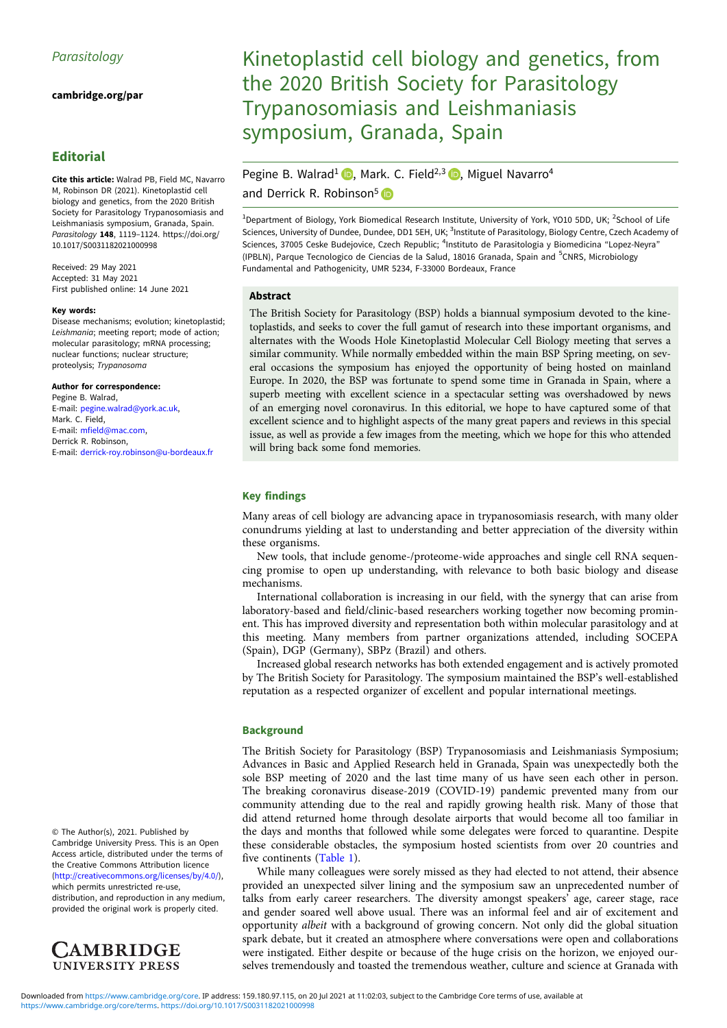*Parasitology*

**cambridge.org/par**

## Editorial

**Cite this article:** Walrad PB, Field MC, Navarro M, Robinson DR (2021). Kinetoplastid cell biology and genetics, from the 2020 British Society for Parasitology Trypanosomiasis and Leishmaniasis symposium, Granada, Spain. *Parasitology* **148**, 1119–1124. https://doi.org/10.1017/S0031182021000998

Received: 29 May 2021
Accepted: 31 May 2021
First published online: 14 June 2021

**Key words:**
Disease mechanisms; evolution; kinetoplastid; *Leishmania*; meeting report; mode of action; molecular parasitology; mRNA processing; nuclear functions; nuclear structure; proteolysis; *Trypanosoma*

**Author for correspondence:**
Pegine B. Walrad,
E-mail: pegine.walrad@york.ac.uk,
Mark. C. Field,
E-mail: mfield@mac.com,
Derrick R. Robinson,
E-mail: derrick-roy.robinson@u-bordeaux.fr

© The Author(s), 2021. Published by Cambridge University Press. This is an Open Access article, distributed under the terms of the Creative Commons Attribution licence (http://creativecommons.org/licenses/by/4.0/), which permits unrestricted re-use, distribution, and reproduction in any medium, provided the original work is properly cited.

# Kinetoplastid cell biology and genetics, from the 2020 British Society for Parasitology Trypanosomiasis and Leishmaniasis symposium, Granada, Spain

Pegine B. Walrad[1], Mark. C. Field[2,3], Miguel Navarro[4] and Derrick R. Robinson[5]

[1]Department of Biology, York Biomedical Research Institute, University of York, YO10 5DD, UK; [2]School of Life Sciences, University of Dundee, Dundee, DD1 5EH, UK; [3]Institute of Parasitology, Biology Centre, Czech Academy of Sciences, 37005 Ceske Budejovice, Czech Republic; [4]Instituto de Parasitologia y Biomedicina "Lopez-Neyra" (IPBLN), Parque Tecnologico de Ciencias de la Salud, 18016 Granada, Spain and [5]CNRS, Microbiology Fundamental and Pathogenicity, UMR 5234, F-33000 Bordeaux, France

### Abstract

The British Society for Parasitology (BSP) holds a biannual symposium devoted to the kinetoplastids, and seeks to cover the full gamut of research into these important organisms, and alternates with the Woods Hole Kinetoplastid Molecular Cell Biology meeting that serves a similar community. While normally embedded within the main BSP Spring meeting, on several occasions the symposium has enjoyed the opportunity of being hosted on mainland Europe. In 2020, the BSP was fortunate to spend some time in Granada in Spain, where a superb meeting with excellent science in a spectacular setting was overshadowed by news of an emerging novel coronavirus. In this editorial, we hope to have captured some of that excellent science and to highlight aspects of the many great papers and reviews in this special issue, as well as provide a few images from the meeting, which we hope for this who attended will bring back some fond memories.

### Key findings

Many areas of cell biology are advancing apace in trypanosomiasis research, with many older conundrums yielding at last to understanding and better appreciation of the diversity within these organisms.

New tools, that include genome-/proteome-wide approaches and single cell RNA sequencing promise to open up understanding, with relevance to both basic biology and disease mechanisms.

International collaboration is increasing in our field, with the synergy that can arise from laboratory-based and field/clinic-based researchers working together now becoming prominent. This has improved diversity and representation both within molecular parasitology and at this meeting. Many members from partner organizations attended, including SOCEPA (Spain), DGP (Germany), SBPz (Brazil) and others.

Increased global research networks has both extended engagement and is actively promoted by The British Society for Parasitology. The symposium maintained the BSP's well-established reputation as a respected organizer of excellent and popular international meetings.

### Background

The British Society for Parasitology (BSP) Trypanosomiasis and Leishmaniasis Symposium; Advances in Basic and Applied Research held in Granada, Spain was unexpectedly both the sole BSP meeting of 2020 and the last time many of us have seen each other in person. The breaking coronavirus disease-2019 (COVID-19) pandemic prevented many from our community attending due to the real and rapidly growing health risk. Many of those that did attend returned home through desolate airports that would become all too familiar in the days and months that followed while some delegates were forced to quarantine. Despite these considerable obstacles, the symposium hosted scientists from over 20 countries and five continents (Table 1).

While many colleagues were sorely missed as they had elected to not attend, their absence provided an unexpected silver lining and the symposium saw an unprecedented number of talks from early career researchers. The diversity amongst speakers' age, career stage, race and gender soared well above usual. There was an informal feel and air of excitement and opportunity *albeit* with a background of growing concern. Not only did the global situation spark debate, but it created an atmosphere where conversations were open and collaborations were instigated. Either despite or because of the huge crisis on the horizon, we enjoyed ourselves tremendously and toasted the tremendous weather, culture and science at Granada with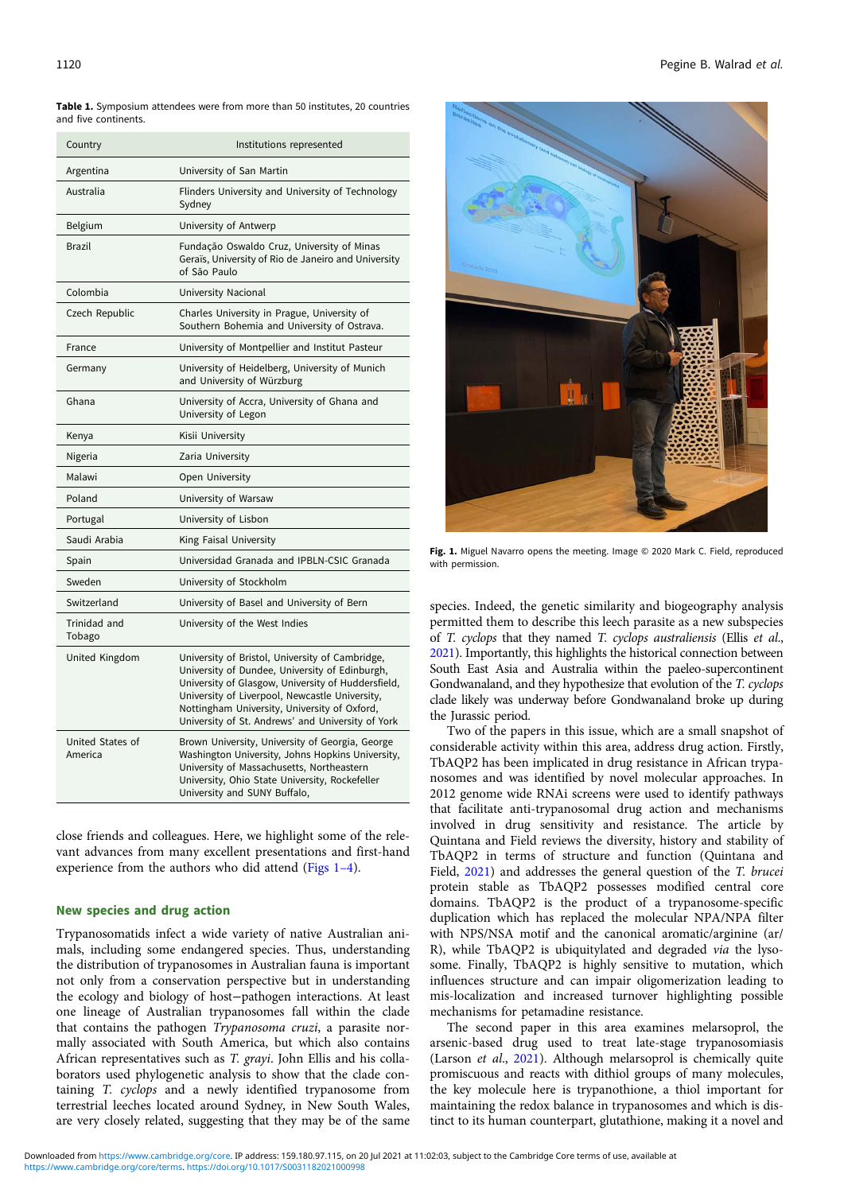**Table 1.** Symposium attendees were from more than 50 institutes, 20 countries and five continents.

| Country | Institutions represented |
|---|---|
| Argentina | University of San Martin |
| Australia | Flinders University and University of Technology Sydney |
| Belgium | University of Antwerp |
| Brazil | Fundação Oswaldo Cruz, University of Minas Gerais, University of Rio de Janeiro and University of São Paulo |
| Colombia | University Nacional |
| Czech Republic | Charles University in Prague, University of Southern Bohemia and University of Ostrava. |
| France | University of Montpellier and Institut Pasteur |
| Germany | University of Heidelberg, University of Munich and University of Würzburg |
| Ghana | University of Accra, University of Ghana and University of Legon |
| Kenya | Kisii University |
| Nigeria | Zaria University |
| Malawi | Open University |
| Poland | University of Warsaw |
| Portugal | University of Lisbon |
| Saudi Arabia | King Faisal University |
| Spain | Universidad Granada and IPBLN-CSIC Granada |
| Sweden | University of Stockholm |
| Switzerland | University of Basel and University of Bern |
| Trinidad and Tobago | University of the West Indies |
| United Kingdom | University of Bristol, University of Cambridge, University of Dundee, University of Edinburgh, University of Glasgow, University of Huddersfield, University of Liverpool, Newcastle University, Nottingham University, University of Oxford, University of St. Andrews' and University of York |
| United States of America | Brown University, University of Georgia, George Washington University, Johns Hopkins University, University of Massachusetts, Northeastern University, Ohio State University, Rockefeller University and SUNY Buffalo, |

close friends and colleagues. Here, we highlight some of the relevant advances from many excellent presentations and first-hand experience from the authors who did attend (Figs 1–4).

## New species and drug action

Trypanosomatids infect a wide variety of native Australian animals, including some endangered species. Thus, understanding the distribution of trypanosomes in Australian fauna is important not only from a conservation perspective but in understanding the ecology and biology of host−pathogen interactions. At least one lineage of Australian trypanosomes fall within the clade that contains the pathogen *Trypanosoma cruzi*, a parasite normally associated with South America, but which also contains African representatives such as *T. grayi*. John Ellis and his collaborators used phylogenetic analysis to show that the clade containing *T. cyclops* and a newly identified trypanosome from terrestrial leeches located around Sydney, in New South Wales, are very closely related, suggesting that they may be of the same species. Indeed, the genetic similarity and biogeography analysis permitted them to describe this leech parasite as a new subspecies of *T. cyclops* that they named *T. cyclops australiensis* (Ellis *et al.*, 2021). Importantly, this highlights the historical connection between South East Asia and Australia within the paeleo-supercontinent Gondwanaland, and they hypothesize that evolution of the *T. cyclops* clade likely was underway before Gondwanaland broke up during the Jurassic period.

Fig. 1. Miguel Navarro opens the meeting. Image © 2020 Mark C. Field, reproduced with permission.

Two of the papers in this issue, which are a small snapshot of considerable activity within this area, address drug action. Firstly, TbAQP2 has been implicated in drug resistance in African trypanosomes and was identified by novel molecular approaches. In 2012 genome wide RNAi screens were used to identify pathways that facilitate anti-trypanosomal drug action and mechanisms involved in drug sensitivity and resistance. The article by Quintana and Field reviews the diversity, history and stability of TbAQP2 in terms of structure and function (Quintana and Field, 2021) and addresses the general question of the *T. brucei* protein stable as TbAQP2 possesses modified central core domains. TbAQP2 is the product of a trypanosome-specific duplication which has replaced the molecular NPA/NPA filter with NPS/NSA motif and the canonical aromatic/arginine (ar/R), while TbAQP2 is ubiquitylated and degraded *via* the lysosome. Finally, TbAQP2 is highly sensitive to mutation, which influences structure and can impair oligomerization leading to mis-localization and increased turnover highlighting possible mechanisms for petamadine resistance.

The second paper in this issue examines melarsoprol, the arsenic-based drug used to treat late-stage trypanosomiasis (Larson *et al.*, 2021). Although melarsoprol is chemically quite promiscuous and reacts with dithiol groups of many molecules, the key molecule here is trypanothione, a thiol important for maintaining the redox balance in trypanosomes and which is distinct to its human counterpart, glutathione, making it a novel and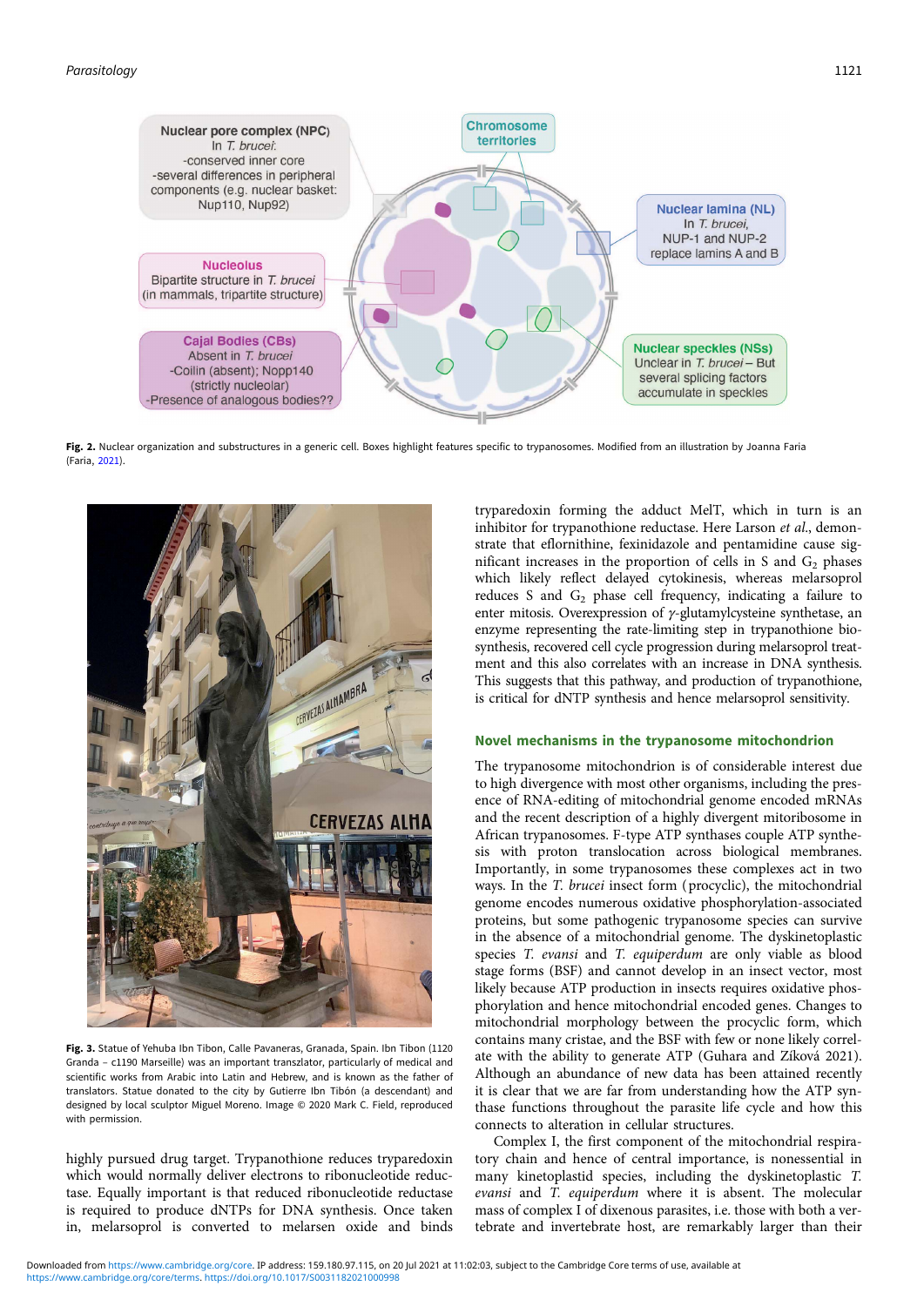**Fig. 2.** Nuclear organization and substructures in a generic cell. Boxes highlight features specific to trypanosomes. Modified from an illustration by Joanna Faria (Faria, 2021).

**Fig. 3.** Statue of Yehuba Ibn Tibon, Calle Pavaneras, Granada, Spain. Ibn Tibon (1120 Granda – c1190 Marseille) was an important transzlator, particularly of medical and scientific works from Arabic into Latin and Hebrew, and is known as the father of translators. Statue donated to the city by Gutierre Ibn Tibón (a descendant) and designed by local sculptor Miguel Moreno. Image © 2020 Mark C. Field, reproduced with permission.

highly pursued drug target. Trypanothione reduces tryparedoxin which would normally deliver electrons to ribonucleotide reductase. Equally important is that reduced ribonucleotide reductase is required to produce dNTPs for DNA synthesis. Once taken in, melarsoprol is converted to melarsen oxide and binds tryparedoxin forming the adduct MelT, which in turn is an inhibitor for trypanothione reductase. Here Larson *et al*., demonstrate that eflornithine, fexinidazole and pentamidine cause significant increases in the proportion of cells in S and $G_2$ phases which likely reflect delayed cytokinesis, whereas melarsoprol reduces S and $G_2$ phase cell frequency, indicating a failure to enter mitosis. Overexpression of $\gamma$-glutamylcysteine synthetase, an enzyme representing the rate-limiting step in trypanothione biosynthesis, recovered cell cycle progression during melarsoprol treatment and this also correlates with an increase in DNA synthesis. This suggests that this pathway, and production of trypanothione, is critical for dNTP synthesis and hence melarsoprol sensitivity.

## Novel mechanisms in the trypanosome mitochondrion

The trypanosome mitochondrion is of considerable interest due to high divergence with most other organisms, including the presence of RNA-editing of mitochondrial genome encoded mRNAs and the recent description of a highly divergent mitoribosome in African trypanosomes. F-type ATP synthases couple ATP synthesis with proton translocation across biological membranes. Importantly, in some trypanosomes these complexes act in two ways. In the *T. brucei* insect form (procyclic), the mitochondrial genome encodes numerous oxidative phosphorylation-associated proteins, but some pathogenic trypanosome species can survive in the absence of a mitochondrial genome. The dyskinetoplastic species *T. evansi* and *T. equiperdum* are only viable as blood stage forms (BSF) and cannot develop in an insect vector, most likely because ATP production in insects requires oxidative phosphorylation and hence mitochondrial encoded genes. Changes to mitochondrial morphology between the procyclic form, which contains many cristae, and the BSF with few or none likely correlate with the ability to generate ATP (Guhara and Zíková 2021). Although an abundance of new data has been attained recently it is clear that we are far from understanding how the ATP synthase functions throughout the parasite life cycle and how this connects to alteration in cellular structures.

Complex I, the first component of the mitochondrial respiratory chain and hence of central importance, is nonessential in many kinetoplastid species, including the dyskinetoplastic *T. evansi* and *T. equiperdum* where it is absent. The molecular mass of complex I of dixenous parasites, i.e. those with both a vertebrate and invertebrate host, are remarkably larger than their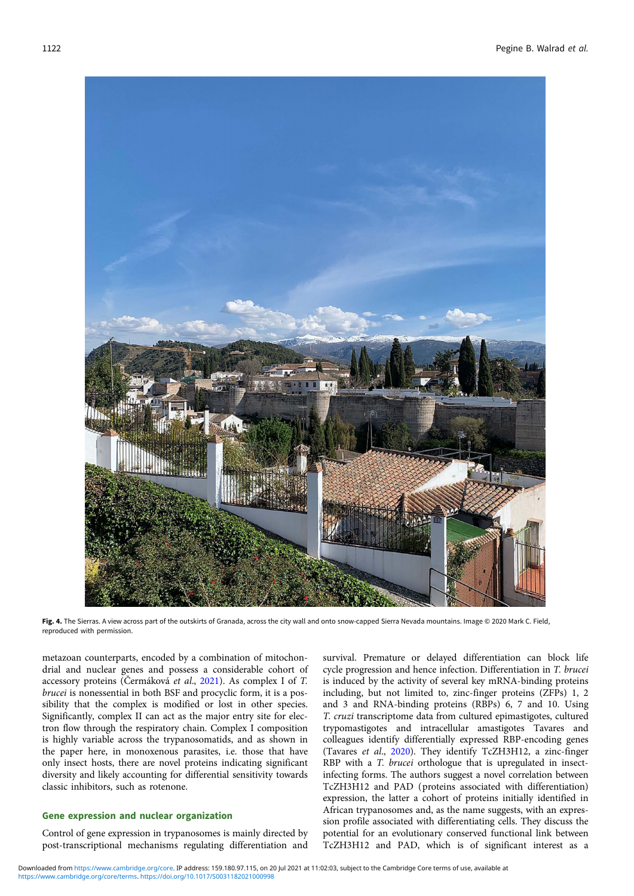Fig. 4. The Sierras. A view across part of the outskirts of Granada, across the city wall and onto snow-capped Sierra Nevada mountains. Image © 2020 Mark C. Field, reproduced with permission.

metazoan counterparts, encoded by a combination of mitochondrial and nuclear genes and possess a considerable cohort of accessory proteins (Čermáková *et al.*, 2021). As complex I of *T. brucei* is nonessential in both BSF and procyclic form, it is a possibility that the complex is modified or lost in other species. Significantly, complex II can act as the major entry site for electron flow through the respiratory chain. Complex I composition is highly variable across the trypanosomatids, and as shown in the paper here, in monoxenous parasites, i.e. those that have only insect hosts, there are novel proteins indicating significant diversity and likely accounting for differential sensitivity towards classic inhibitors, such as rotenone.

## Gene expression and nuclear organization

Control of gene expression in trypanosomes is mainly directed by post-transcriptional mechanisms regulating differentiation and survival. Premature or delayed differentiation can block life cycle progression and hence infection. Differentiation in *T. brucei* is induced by the activity of several key mRNA-binding proteins including, but not limited to, zinc-finger proteins (ZFPs) 1, 2 and 3 and RNA-binding proteins (RBPs) 6, 7 and 10. Using *T. cruzi* transcriptome data from cultured epimastigotes, cultured trypomastigotes and intracellular amastigotes Tavares and colleagues identify differentially expressed RBP-encoding genes (Tavares *et al.*, 2020). They identify TcZH3H12, a zinc-finger RBP with a *T. brucei* orthologue that is upregulated in insect-infecting forms. The authors suggest a novel correlation between TcZH3H12 and PAD (proteins associated with differentiation) expression, the latter a cohort of proteins initially identified in African trypanosomes and, as the name suggests, with an expression profile associated with differentiating cells. They discuss the potential for an evolutionary conserved functional link between TcZH3H12 and PAD, which is of significant interest as a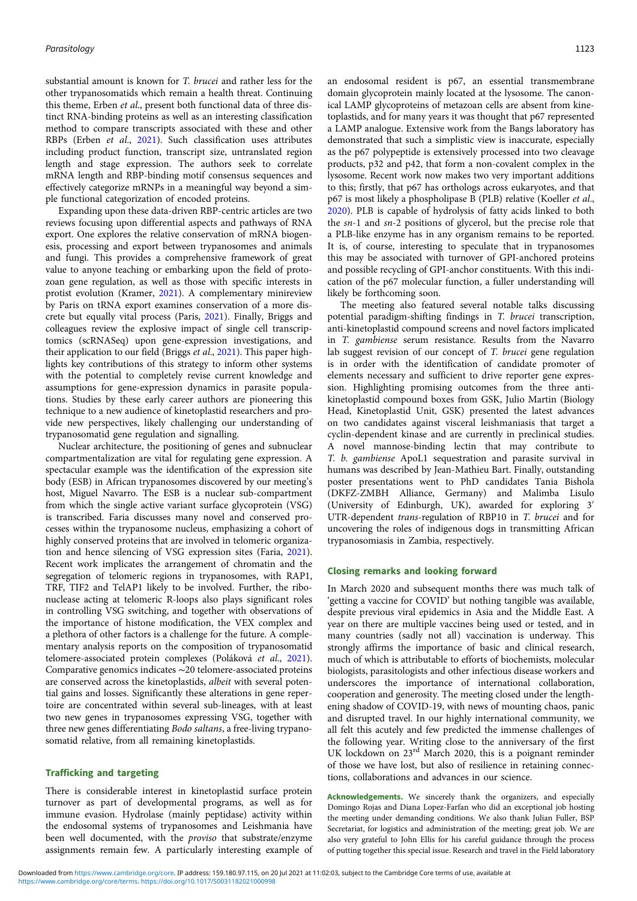substantial amount is known for *T. brucei* and rather less for the other trypanosomatids which remain a health threat. Continuing this theme, Erben *et al*., present both functional data of three distinct RNA-binding proteins as well as an interesting classification method to compare transcripts associated with these and other RBPs (Erben *et al*., 2021). Such classification uses attributes including product function, transcript size, untranslated region length and stage expression. The authors seek to correlate mRNA length and RBP-binding motif consensus sequences and effectively categorize mRNPs in a meaningful way beyond a simple functional categorization of encoded proteins.

Expanding upon these data-driven RBP-centric articles are two reviews focusing upon differential aspects and pathways of RNA export. One explores the relative conservation of mRNA biogenesis, processing and export between trypanosomes and animals and fungi. This provides a comprehensive framework of great value to anyone teaching or embarking upon the field of protozoan gene regulation, as well as those with specific interests in protist evolution (Kramer, 2021). A complementary minireview by Paris on tRNA export examines conservation of a more discrete but equally vital process (Paris, 2021). Finally, Briggs and colleagues review the explosive impact of single cell transcriptomics (scRNASeq) upon gene-expression investigations, and their application to our field (Briggs *et al*., 2021). This paper highlights key contributions of this strategy to inform other systems with the potential to completely revise current knowledge and assumptions for gene-expression dynamics in parasite populations. Studies by these early career authors are pioneering this technique to a new audience of kinetoplastid researchers and provide new perspectives, likely challenging our understanding of trypanosomatid gene regulation and signalling.

Nuclear architecture, the positioning of genes and subnuclear compartmentalization are vital for regulating gene expression. A spectacular example was the identification of the expression site body (ESB) in African trypanosomes discovered by our meeting's host, Miguel Navarro. The ESB is a nuclear sub-compartment from which the single active variant surface glycoprotein (VSG) is transcribed. Faria discusses many novel and conserved processes within the trypanosome nucleus, emphasizing a cohort of highly conserved proteins that are involved in telomeric organization and hence silencing of VSG expression sites (Faria, 2021). Recent work implicates the arrangement of chromatin and the segregation of telomeric regions in trypanosomes, with RAP1, TRF, TIF2 and TelAP1 likely to be involved. Further, the ribonuclease acting at telomeric R-loops also plays significant roles in controlling VSG switching, and together with observations of the importance of histone modification, the VEX complex and a plethora of other factors is a challenge for the future. A complementary analysis reports on the composition of trypanosomatid telomere-associated protein complexes (Poláková *et al*., 2021). Comparative genomics indicates ~20 telomere-associated proteins are conserved across the kinetoplastids, *albeit* with several potential gains and losses. Significantly these alterations in gene repertoire are concentrated within several sub-lineages, with at least two new genes in trypanosomes expressing VSG, together with three new genes differentiating *Bodo saltans*, a free-living trypanosomatid relative, from all remaining kinetoplastids.

## Trafficking and targeting

There is considerable interest in kinetoplastid surface protein turnover as part of developmental programs, as well as for immune evasion. Hydrolase (mainly peptidase) activity within the endosomal systems of trypanosomes and Leishmania have been well documented, with the *proviso* that substrate/enzyme assignments remain few. A particularly interesting example of an endosomal resident is p67, an essential transmembrane domain glycoprotein mainly located at the lysosome. The canonical LAMP glycoproteins of metazoan cells are absent from kinetoplastids, and for many years it was thought that p67 represented a LAMP analogue. Extensive work from the Bangs laboratory has demonstrated that such a simplistic view is inaccurate, especially as the p67 polypeptide is extensively processed into two cleavage products, p32 and p42, that form a non-covalent complex in the lysosome. Recent work now makes two very important additions to this; firstly, that p67 has orthologs across eukaryotes, and that p67 is most likely a phospholipase B (PLB) relative (Koeller *et al*., 2020). PLB is capable of hydrolysis of fatty acids linked to both the *sn*-1 and *sn*-2 positions of glycerol, but the precise role that a PLB-like enzyme has in any organism remains to be reported. It is, of course, interesting to speculate that in trypanosomes this may be associated with turnover of GPI-anchored proteins and possible recycling of GPI-anchor constituents. With this indication of the p67 molecular function, a fuller understanding will likely be forthcoming soon.

The meeting also featured several notable talks discussing potential paradigm-shifting findings in *T. brucei* transcription, anti-kinetoplastid compound screens and novel factors implicated in *T. gambiense* serum resistance. Results from the Navarro lab suggest revision of our concept of *T. brucei* gene regulation is in order with the identification of candidate promoter of elements necessary and sufficient to drive reporter gene expression. Highlighting promising outcomes from the three anti-kinetoplastid compound boxes from GSK, Julio Martin (Biology Head, Kinetoplastid Unit, GSK) presented the latest advances on two candidates against visceral leishmaniasis that target a cyclin-dependent kinase and are currently in preclinical studies. A novel mannose-binding lectin that may contribute to *T. b. gambiense* ApoL1 sequestration and parasite survival in humans was described by Jean-Mathieu Bart. Finally, outstanding poster presentations went to PhD candidates Tania Bishola (DKFZ-ZMBH Alliance, Germany) and Malimba Lisulo (University of Edinburgh, UK), awarded for exploring 3′ UTR-dependent *trans*-regulation of RBP10 in *T. brucei* and for uncovering the roles of indigenous dogs in transmitting African trypanosomiasis in Zambia, respectively.

## Closing remarks and looking forward

In March 2020 and subsequent months there was much talk of 'getting a vaccine for COVID' but nothing tangible was available, despite previous viral epidemics in Asia and the Middle East. A year on there are multiple vaccines being used or tested, and in many countries (sadly not all) vaccination is underway. This strongly affirms the importance of basic and clinical research, much of which is attributable to efforts of biochemists, molecular biologists, parasitologists and other infectious disease workers and underscores the importance of international collaboration, cooperation and generosity. The meeting closed under the lengthening shadow of COVID-19, with news of mounting chaos, panic and disrupted travel. In our highly international community, we all felt this acutely and few predicted the immense challenges of the following year. Writing close to the anniversary of the first UK lockdown on 23rd March 2020, this is a poignant reminder of those we have lost, but also of resilience in retaining connections, collaborations and advances in our science.

**Acknowledgements.** We sincerely thank the organizers, and especially Domingo Rojas and Diana Lopez-Farfan who did an exceptional job hosting the meeting under demanding conditions. We also thank Julian Fuller, BSP Secretariat, for logistics and administration of the meeting; great job. We are also very grateful to John Ellis for his careful guidance through the process of putting together this special issue. Research and travel in the Field laboratory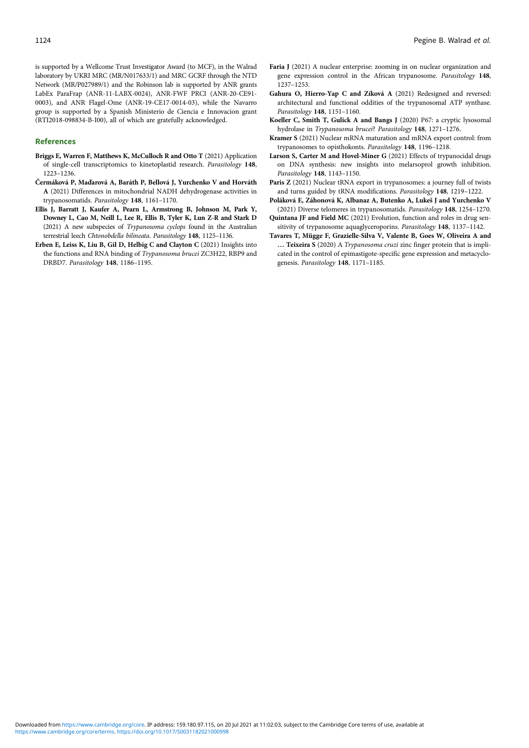is supported by a Wellcome Trust Investigator Award (to MCF), in the Walrad laboratory by UKRI MRC (MR/N017633/1) and MRC GCRF through the NTD Network (MR/P027989/1) and the Robinson lab is supported by ANR grants LabEx ParaFrap (ANR-11-LABX-0024), ANR-FWF PRCI (ANR-20-CE91-0003), and ANR Flagel-Ome (ANR-19-CE17-0014-03), while the Navarro group is supported by a Spanish Ministerio de Ciencia e Innovacion grant (RTI2018-098834-B-I00), all of which are gratefully acknowledged.

## References

**Briggs E, Warren F, Matthews K, McCulloch R and Otto T** (2021) Application of single-cell transcriptomics to kinetoplastid research. *Parasitology* **148**, 1223–1236.

**Čermáková P, Maďarová A, Baráth P, Bellová J, Yurchenko V and Horváth A** (2021) Differences in mitochondrial NADH dehydrogenase activities in trypanosomatids. *Parasitology* **148**, 1161–1170.

**Ellis J, Barratt J, Kaufer A, Pearn L, Armstrong B, Johnson M, Park Y, Downey L, Cao M, Neill L, Lee R, Ellis B, Tyler K, Lun Z-R and Stark D** (2021) A new subspecies of *Trypanosoma cyclops* found in the Australian terrestrial leech *Chtonobdella bilineata*. *Parasitology* **148**, 1125–1136.

**Erben E, Leiss K, Liu B, Gil D, Helbig C and Clayton C** (2021) Insights into the functions and RNA binding of *Trypanosoma brucei* ZC3H22, RBP9 and DRBD7. *Parasitology* **148**, 1186–1195.

**Faria J** (2021) A nuclear enterprise: zooming in on nuclear organization and gene expression control in the African trypanosome. *Parasitology* **148**, 1237–1253.

**Gahura O, Hierro-Yap C and Zíková A** (2021) Redesigned and reversed: architectural and functional oddities of the trypanosomal ATP synthase. *Parasitology* **148**, 1151–1160.

**Koeller C, Smith T, Gulick A and Bangs J** (2020) P67: a cryptic lysosomal hydrolase in *Trypanosoma brucei*? *Parasitology* **148**, 1271–1276.

**Kramer S** (2021) Nuclear mRNA maturation and mRNA export control: from trypanosomes to opisthokonts. *Parasitology* **148**, 1196–1218.

**Larson S, Carter M and Hovel-Miner G** (2021) Effects of trypanocidal drugs on DNA synthesis: new insights into melarsoprol growth inhibition. *Parasitology* **148**, 1143–1150.

**Paris Z** (2021) Nuclear tRNA export in trypanosomes: a journey full of twists and turns guided by tRNA modifications. *Parasitology* **148**, 1219–1222.

**Poláková E, Záhonová K, Albanaz A, Butenko A, Lukeš J and Yurchenko V** (2021) Diverse telomeres in trypanosomatids. *Parasitology* **148**, 1254–1270.

**Quintana JF and Field MC** (2021) Evolution, function and roles in drug sensitivity of trypanosome aquaglyceroporins. *Parasitology* **148**, 1137–1142.

**Tavares T, Mügge F, Grazielle-Silva V, Valente B, Goes W, Oliveira A and … Teixeira S** (2020) A *Trypanosoma cruzi* zinc finger protein that is implicated in the control of epimastigote-specific gene expression and metacyclogenesis. *Parasitology* **148**, 1171–1185.